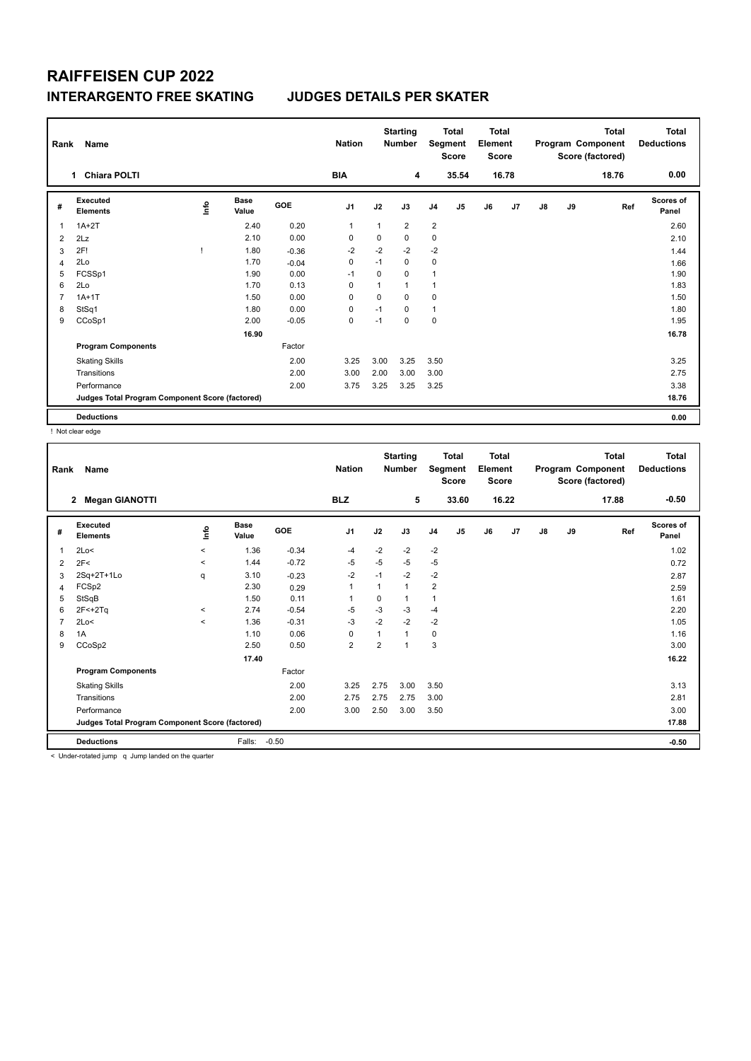# RAIFFEISEN CUP 2022

## INTERARGENTO FREE SKATING JUDGES DETAILS PER SKATER

| Rank | Name | Nation | Starting Number | Total Segment Score | Total Element Score | Total Program Component Score (factored) | Total Deductions |
|---|---|---|---|---|---|---|---|
| 1 | Chiara POLTI | BIA | 4 | 35.54 | 16.78 | 18.76 | 0.00 |

| # | Executed Elements | Info | Base Value | GOE | J1 | J2 | J3 | J4 | J5 | J6 | J7 | J8 | J9 | Ref | Scores of Panel |
|---|---|---|---|---|---|---|---|---|---|---|---|---|---|---|---|
| 1 | 1A+2T | | 2.40 | 0.20 | 1 | 1 | 2 | 2 | | | | | | | 2.60 |
| 2 | 2Lz | | 2.10 | 0.00 | 0 | 0 | 0 | 0 | | | | | | | 2.10 |
| 3 | 2F! | ! | 1.80 | -0.36 | -2 | -2 | -2 | -2 | | | | | | | 1.44 |
| 4 | 2Lo | | 1.70 | -0.04 | 0 | -1 | 0 | 0 | | | | | | | 1.66 |
| 5 | FCSSp1 | | 1.90 | 0.00 | -1 | 0 | 0 | 1 | | | | | | | 1.90 |
| 6 | 2Lo | | 1.70 | 0.13 | 0 | 1 | 1 | 1 | | | | | | | 1.83 |
| 7 | 1A+1T | | 1.50 | 0.00 | 0 | 0 | 0 | 0 | | | | | | | 1.50 |
| 8 | StSq1 | | 1.80 | 0.00 | 0 | -1 | 0 | 1 | | | | | | | 1.80 |
| 9 | CCoSp1 | | 2.00 | -0.05 | 0 | -1 | 0 | 0 | | | | | | | 1.95 |
| | | | 16.90 | | | | | | | | | | | | 16.78 |
| | **Program Components** | | | Factor | | | | | | | | | | | |
| | Skating Skills | | | 2.00 | 3.25 | 3.00 | 3.25 | 3.50 | | | | | | | 3.25 |
| | Transitions | | | 2.00 | 3.00 | 2.00 | 3.00 | 3.00 | | | | | | | 2.75 |
| | Performance | | | 2.00 | 3.75 | 3.25 | 3.25 | 3.25 | | | | | | | 3.38 |
| | **Judges Total Program Component Score (factored)** | | | | | | | | | | | | | | 18.76 |
| | **Deductions** | | | | | | | | | | | | | | 0.00 |

! Not clear edge

| Rank | Name | Nation | Starting Number | Total Segment Score | Total Element Score | Total Program Component Score (factored) | Total Deductions |
|---|---|---|---|---|---|---|---|
| 2 | Megan GIANOTTI | BLZ | 5 | 33.60 | 16.22 | 17.88 | -0.50 |

| # | Executed Elements | Info | Base Value | GOE | J1 | J2 | J3 | J4 | J5 | J6 | J7 | J8 | J9 | Ref | Scores of Panel |
|---|---|---|---|---|---|---|---|---|---|---|---|---|---|---|---|
| 1 | 2Lo< | < | 1.36 | -0.34 | -4 | -2 | -2 | -2 | | | | | | | 1.02 |
| 2 | 2F< | < | 1.44 | -0.72 | -5 | -5 | -5 | -5 | | | | | | | 0.72 |
| 3 | 2Sq+2T+1Lo | q | 3.10 | -0.23 | -2 | -1 | -2 | -2 | | | | | | | 2.87 |
| 4 | FCSp2 | | 2.30 | 0.29 | 1 | 1 | 1 | 2 | | | | | | | 2.59 |
| 5 | StSqB | | 1.50 | 0.11 | 1 | 0 | 1 | 1 | | | | | | | 1.61 |
| 6 | 2F<+2Tq | < | 2.74 | -0.54 | -5 | -3 | -3 | -4 | | | | | | | 2.20 |
| 7 | 2Lo< | < | 1.36 | -0.31 | -3 | -2 | -2 | -2 | | | | | | | 1.05 |
| 8 | 1A | | 1.10 | 0.06 | 0 | 1 | 1 | 0 | | | | | | | 1.16 |
| 9 | CCoSp2 | | 2.50 | 0.50 | 2 | 2 | 1 | 3 | | | | | | | 3.00 |
| | | | 17.40 | | | | | | | | | | | | 16.22 |
| | **Program Components** | | | Factor | | | | | | | | | | | |
| | Skating Skills | | | 2.00 | 3.25 | 2.75 | 3.00 | 3.50 | | | | | | | 3.13 |
| | Transitions | | | 2.00 | 2.75 | 2.75 | 2.75 | 3.00 | | | | | | | 2.81 |
| | Performance | | | 2.00 | 3.00 | 2.50 | 3.00 | 3.50 | | | | | | | 3.00 |
| | **Judges Total Program Component Score (factored)** | | | | | | | | | | | | | | 17.88 |
| | **Deductions** | | Falls: | -0.50 | | | | | | | | | | | -0.50 |

< Under-rotated jump q Jump landed on the quarter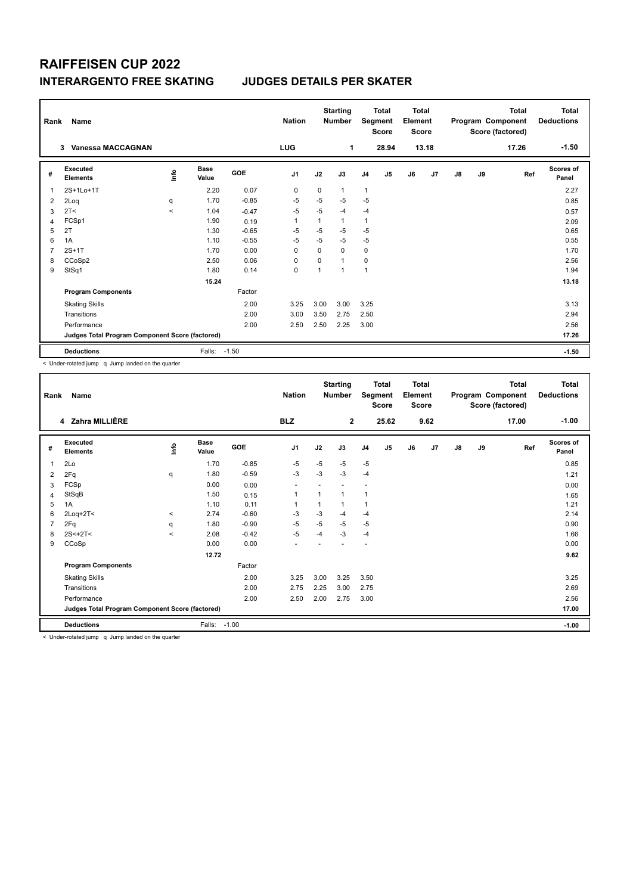# RAIFFEISEN CUP 2022

## INTERARGENTO FREE SKATING JUDGES DETAILS PER SKATER

| Rank | Name | Nation | Starting Number | Total Segment Score | Total Element Score | Total Program Component Score (factored) | Total Deductions |
|---|---|---|---|---|---|---|---|
| 3 | Vanessa MACCAGNAN | LUG | 1 | 28.94 | 13.18 | 17.26 | -1.50 |

| # | Executed Elements | Info | Base Value | GOE | J1 | J2 | J3 | J4 | J5 | J6 | J7 | J8 | J9 | Ref | Scores of Panel |
|---|---|---|---|---|---|---|---|---|---|---|---|---|---|---|---|
| 1 | 2S+1Lo+1T | | 2.20 | 0.07 | 0 | 0 | 1 | 1 | | | | | | | 2.27 |
| 2 | 2Loq | q | 1.70 | -0.85 | -5 | -5 | -5 | -5 | | | | | | | 0.85 |
| 3 | 2T< | < | 1.04 | -0.47 | -5 | -5 | -4 | -4 | | | | | | | 0.57 |
| 4 | FCSp1 | | 1.90 | 0.19 | 1 | 1 | 1 | 1 | | | | | | | 2.09 |
| 5 | 2T | | 1.30 | -0.65 | -5 | -5 | -5 | -5 | | | | | | | 0.65 |
| 6 | 1A | | 1.10 | -0.55 | -5 | -5 | -5 | -5 | | | | | | | 0.55 |
| 7 | 2S+1T | | 1.70 | 0.00 | 0 | 0 | 0 | 0 | | | | | | | 1.70 |
| 8 | CCoSp2 | | 2.50 | 0.06 | 0 | 0 | 1 | 0 | | | | | | | 2.56 |
| 9 | StSq1 | | 1.80 | 0.14 | 0 | 1 | 1 | 1 | | | | | | | 1.94 |
| | | | 15.24 | | | | | | | | | | | | 13.18 |
| | **Program Components** | | | Factor | | | | | | | | | | | |
| | Skating Skills | | | 2.00 | 3.25 | 3.00 | 3.00 | 3.25 | | | | | | | 3.13 |
| | Transitions | | | 2.00 | 3.00 | 3.50 | 2.75 | 2.50 | | | | | | | 2.94 |
| | Performance | | | 2.00 | 2.50 | 2.50 | 2.25 | 3.00 | | | | | | | 2.56 |
| | **Judges Total Program Component Score (factored)** | | | | | | | | | | | | | | 17.26 |
| | **Deductions** | | Falls: | -1.50 | | | | | | | | | | | -1.50 |

< Under-rotated jump q Jump landed on the quarter

| Rank | Name | Nation | Starting Number | Total Segment Score | Total Element Score | Total Program Component Score (factored) | Total Deductions |
|---|---|---|---|---|---|---|---|
| 4 | Zahra MILLIÈRE | BLZ | 2 | 25.62 | 9.62 | 17.00 | -1.00 |

| # | Executed Elements | Info | Base Value | GOE | J1 | J2 | J3 | J4 | J5 | J6 | J7 | J8 | J9 | Ref | Scores of Panel |
|---|---|---|---|---|---|---|---|---|---|---|---|---|---|---|---|
| 1 | 2Lo | | 1.70 | -0.85 | -5 | -5 | -5 | -5 | | | | | | | 0.85 |
| 2 | 2Fq | q | 1.80 | -0.59 | -3 | -3 | -3 | -4 | | | | | | | 1.21 |
| 3 | FCSp | | 0.00 | 0.00 | - | - | - | - | | | | | | | 0.00 |
| 4 | StSqB | | 1.50 | 0.15 | 1 | 1 | 1 | 1 | | | | | | | 1.65 |
| 5 | 1A | | 1.10 | 0.11 | 1 | 1 | 1 | 1 | | | | | | | 1.21 |
| 6 | 2Loq+2T< | < | 2.74 | -0.60 | -3 | -3 | -4 | -4 | | | | | | | 2.14 |
| 7 | 2Fq | q | 1.80 | -0.90 | -5 | -5 | -5 | -5 | | | | | | | 0.90 |
| 8 | 2S<+2T< | < | 2.08 | -0.42 | -5 | -4 | -3 | -4 | | | | | | | 1.66 |
| 9 | CCoSp | | 0.00 | 0.00 | - | - | - | - | | | | | | | 0.00 |
| | | | 12.72 | | | | | | | | | | | | 9.62 |
| | **Program Components** | | | Factor | | | | | | | | | | | |
| | Skating Skills | | | 2.00 | 3.25 | 3.00 | 3.25 | 3.50 | | | | | | | 3.25 |
| | Transitions | | | 2.00 | 2.75 | 2.25 | 3.00 | 2.75 | | | | | | | 2.69 |
| | Performance | | | 2.00 | 2.50 | 2.00 | 2.75 | 3.00 | | | | | | | 2.56 |
| | **Judges Total Program Component Score (factored)** | | | | | | | | | | | | | | 17.00 |
| | **Deductions** | | Falls: | -1.00 | | | | | | | | | | | -1.00 |

< Under-rotated jump q Jump landed on the quarter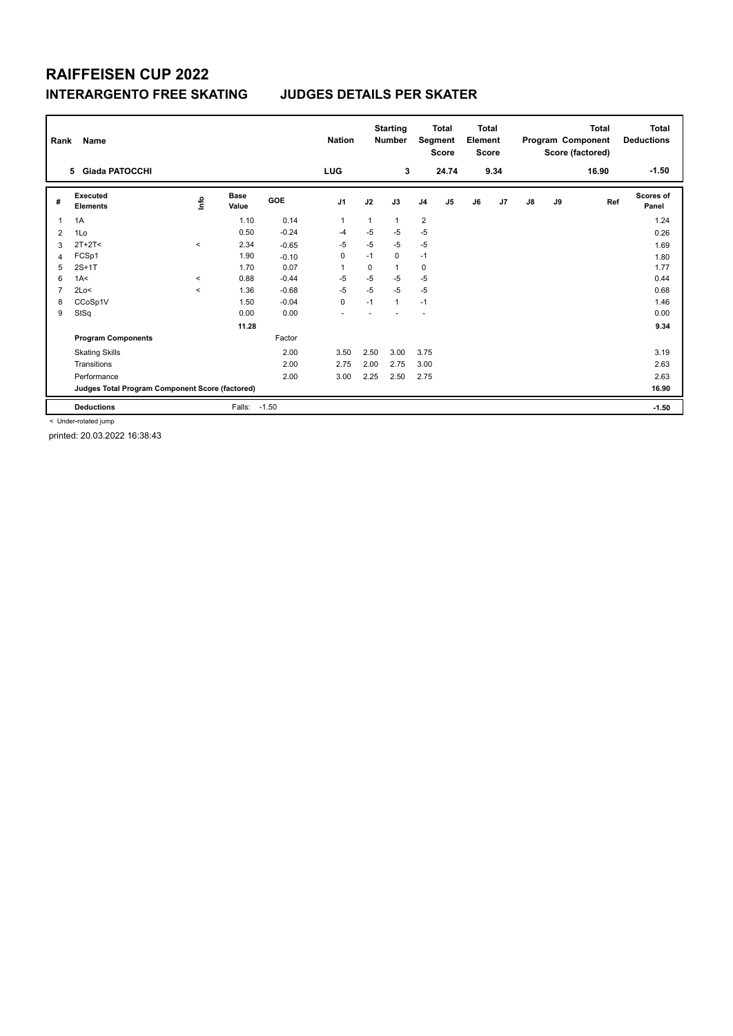# RAIFFEISEN CUP 2022

## INTERARGENTO FREE SKATING JUDGES DETAILS PER SKATER

| Rank | Name | Nation | Starting Number | Total Segment Score | Total Element Score | Total Program Component Score (factored) | Total Deductions |
|---|---|---|---|---|---|---|---|
| 5 | Giada PATOCCHI | LUG | 3 | 24.74 | 9.34 | 16.90 | -1.50 |

| # | Executed Elements | Info | Base Value | GOE | J1 | J2 | J3 | J4 | J5 | J6 | J7 | J8 | J9 | Ref | Scores of Panel |
|---|---|---|---|---|---|---|---|---|---|---|---|---|---|---|---|
| 1 | 1A | | 1.10 | 0.14 | 1 | 1 | 1 | 2 | | | | | | | 1.24 |
| 2 | 1Lo | | 0.50 | -0.24 | -4 | -5 | -5 | -5 | | | | | | | 0.26 |
| 3 | 2T+2T< | < | 2.34 | -0.65 | -5 | -5 | -5 | -5 | | | | | | | 1.69 |
| 4 | FCSp1 | | 1.90 | -0.10 | 0 | -1 | 0 | -1 | | | | | | | 1.80 |
| 5 | 2S+1T | | 1.70 | 0.07 | 1 | 0 | 1 | 0 | | | | | | | 1.77 |
| 6 | 1A< | < | 0.88 | -0.44 | -5 | -5 | -5 | -5 | | | | | | | 0.44 |
| 7 | 2Lo< | < | 1.36 | -0.68 | -5 | -5 | -5 | -5 | | | | | | | 0.68 |
| 8 | CCoSp1V | | 1.50 | -0.04 | 0 | -1 | 1 | -1 | | | | | | | 1.46 |
| 9 | StSq | | 0.00 | 0.00 | - | - | - | - | | | | | | | 0.00 |
| | | | 11.28 | | | | | | | | | | | | 9.34 |
| | **Program Components** | | | Factor | | | | | | | | | | | |
| | Skating Skills | | | 2.00 | 3.50 | 2.50 | 3.00 | 3.75 | | | | | | | 3.19 |
| | Transitions | | | 2.00 | 2.75 | 2.00 | 2.75 | 3.00 | | | | | | | 2.63 |
| | Performance | | | 2.00 | 3.00 | 2.25 | 2.50 | 2.75 | | | | | | | 2.63 |
| | **Judges Total Program Component Score (factored)** | | | | | | | | | | | | | | 16.90 |
| | **Deductions** | | Falls: | -1.50 | | | | | | | | | | | -1.50 |

< Under-rotated jump

printed: 20.03.2022 16:38:43